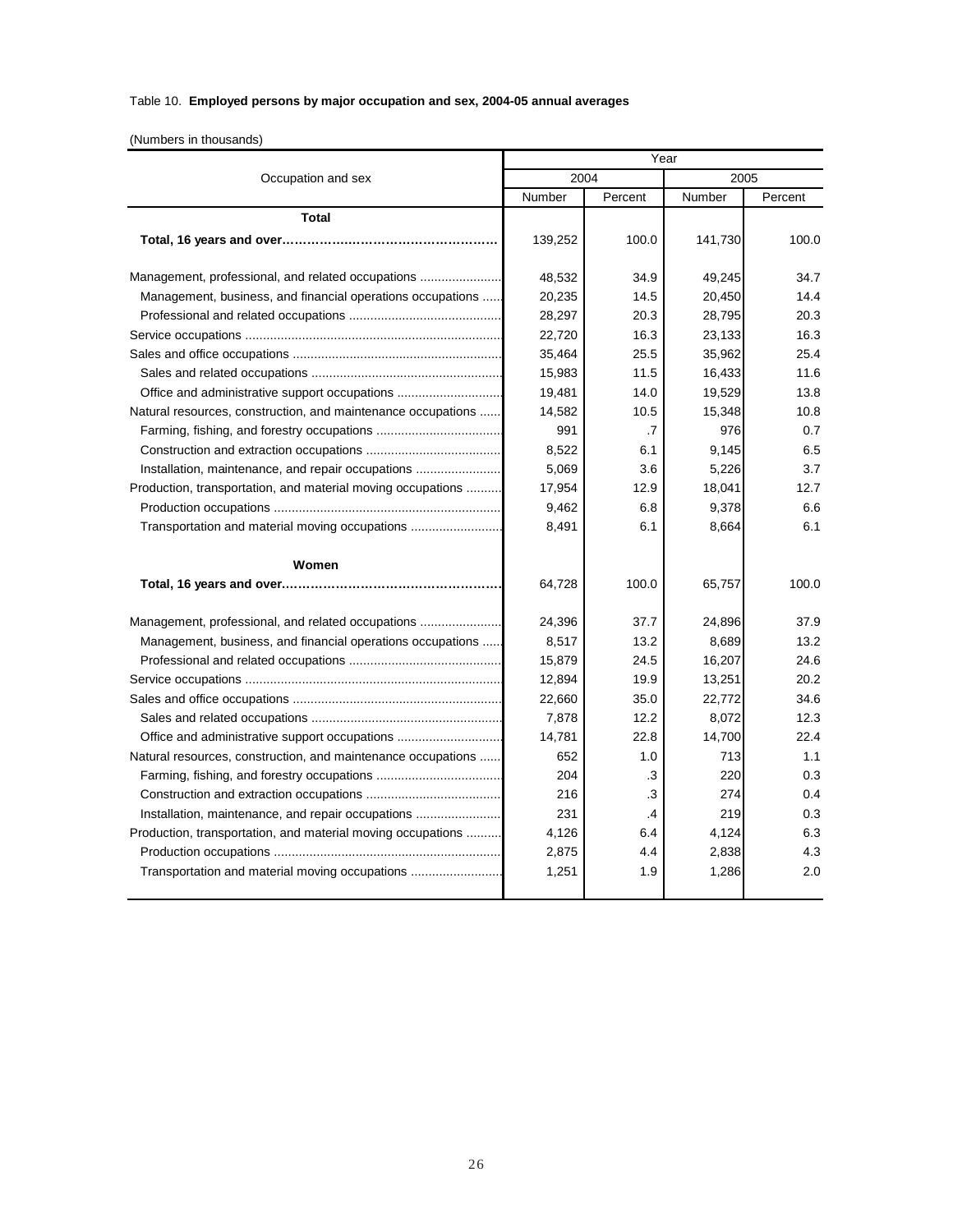Table 10. **Employed persons by major occupation and sex, 2004-05 annual averages**

(Numbers in thousands)

| Occupation and sex | Year | | | |
|---|---|---|---|---|
| | 2004 | | 2005 | |
| | Number | Percent | Number | Percent |
| **Total** | | | | |
| **Total, 16 years and over……………………………………………** | 139,252 | 100.0 | 141,730 | 100.0 |
| Management, professional, and related occupations ....................... | 48,532 | 34.9 | 49,245 | 34.7 |
| Management, business, and financial operations occupations ...... | 20,235 | 14.5 | 20,450 | 14.4 |
| Professional and related occupations ........................................... | 28,297 | 20.3 | 28,795 | 20.3 |
| Service occupations ......................................................................... | 22,720 | 16.3 | 23,133 | 16.3 |
| Sales and office occupations ........................................................... | 35,464 | 25.5 | 35,962 | 25.4 |
| Sales and related occupations ...................................................... | 15,983 | 11.5 | 16,433 | 11.6 |
| Office and administrative support occupations .............................. | 19,481 | 14.0 | 19,529 | 13.8 |
| Natural resources, construction, and maintenance occupations ...... | 14,582 | 10.5 | 15,348 | 10.8 |
| Farming, fishing, and forestry occupations .................................... | 991 | .7 | 976 | 0.7 |
| Construction and extraction occupations ...................................... | 8,522 | 6.1 | 9,145 | 6.5 |
| Installation, maintenance, and repair occupations ........................ | 5,069 | 3.6 | 5,226 | 3.7 |
| Production, transportation, and material moving occupations .......... | 17,954 | 12.9 | 18,041 | 12.7 |
| Production occupations ................................................................ | 9,462 | 6.8 | 9,378 | 6.6 |
| Transportation and material moving occupations .......................... | 8,491 | 6.1 | 8,664 | 6.1 |
| **Women** | | | | |
| **Total, 16 years and over……………………………………………** | 64,728 | 100.0 | 65,757 | 100.0 |
| Management, professional, and related occupations ....................... | 24,396 | 37.7 | 24,896 | 37.9 |
| Management, business, and financial operations occupations ...... | 8,517 | 13.2 | 8,689 | 13.2 |
| Professional and related occupations ........................................... | 15,879 | 24.5 | 16,207 | 24.6 |
| Service occupations ......................................................................... | 12,894 | 19.9 | 13,251 | 20.2 |
| Sales and office occupations ........................................................... | 22,660 | 35.0 | 22,772 | 34.6 |
| Sales and related occupations ...................................................... | 7,878 | 12.2 | 8,072 | 12.3 |
| Office and administrative support occupations .............................. | 14,781 | 22.8 | 14,700 | 22.4 |
| Natural resources, construction, and maintenance occupations ...... | 652 | 1.0 | 713 | 1.1 |
| Farming, fishing, and forestry occupations .................................... | 204 | .3 | 220 | 0.3 |
| Construction and extraction occupations ...................................... | 216 | .3 | 274 | 0.4 |
| Installation, maintenance, and repair occupations ........................ | 231 | .4 | 219 | 0.3 |
| Production, transportation, and material moving occupations .......... | 4,126 | 6.4 | 4,124 | 6.3 |
| Production occupations ................................................................ | 2,875 | 4.4 | 2,838 | 4.3 |
| Transportation and material moving occupations .......................... | 1,251 | 1.9 | 1,286 | 2.0 |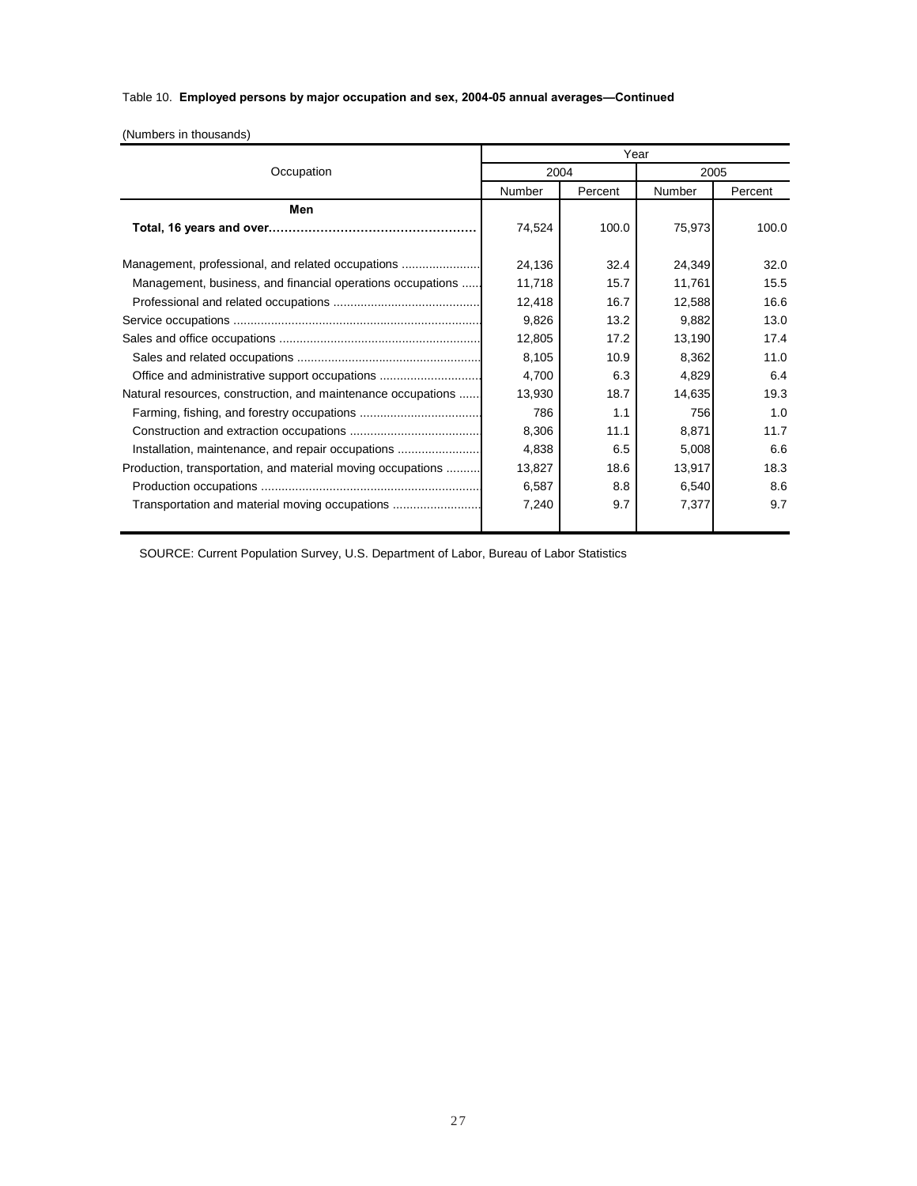Table 10. **Employed persons by major occupation and sex, 2004-05 annual averages—Continued**

(Numbers in thousands)

| Occupation | Year | | | |
|---|---|---|---|---|
| | 2004 | | 2005 | |
| | Number | Percent | Number | Percent |
| **Men** | | | | |
| **Total, 16 years and over** | 74,524 | 100.0 | 75,973 | 100.0 |
| Management, professional, and related occupations | 24,136 | 32.4 | 24,349 | 32.0 |
| Management, business, and financial operations occupations | 11,718 | 15.7 | 11,761 | 15.5 |
| Professional and related occupations | 12,418 | 16.7 | 12,588 | 16.6 |
| Service occupations | 9,826 | 13.2 | 9,882 | 13.0 |
| Sales and office occupations | 12,805 | 17.2 | 13,190 | 17.4 |
| Sales and related occupations | 8,105 | 10.9 | 8,362 | 11.0 |
| Office and administrative support occupations | 4,700 | 6.3 | 4,829 | 6.4 |
| Natural resources, construction, and maintenance occupations | 13,930 | 18.7 | 14,635 | 19.3 |
| Farming, fishing, and forestry occupations | 786 | 1.1 | 756 | 1.0 |
| Construction and extraction occupations | 8,306 | 11.1 | 8,871 | 11.7 |
| Installation, maintenance, and repair occupations | 4,838 | 6.5 | 5,008 | 6.6 |
| Production, transportation, and material moving occupations | 13,827 | 18.6 | 13,917 | 18.3 |
| Production occupations | 6,587 | 8.8 | 6,540 | 8.6 |
| Transportation and material moving occupations | 7,240 | 9.7 | 7,377 | 9.7 |

SOURCE: Current Population Survey, U.S. Department of Labor, Bureau of Labor Statistics